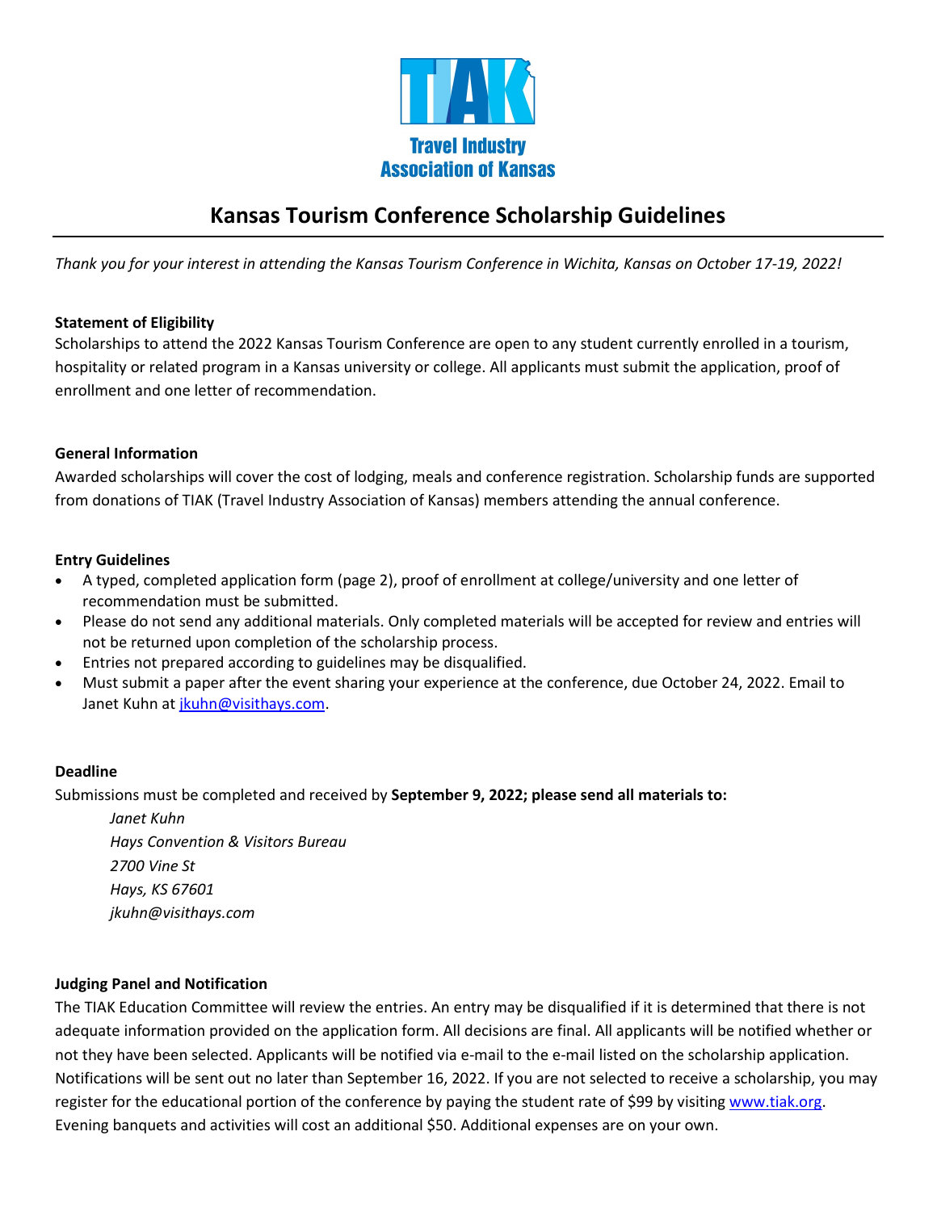TIAK

Travel Industry Association of Kansas

# Kansas Tourism Conference Scholarship Guidelines

*Thank you for your interest in attending the Kansas Tourism Conference in Wichita, Kansas on October 17-19, 2022!*

**Statement of Eligibility**

Scholarships to attend the 2022 Kansas Tourism Conference are open to any student currently enrolled in a tourism, hospitality or related program in a Kansas university or college. All applicants must submit the application, proof of enrollment and one letter of recommendation.

**General Information**

Awarded scholarships will cover the cost of lodging, meals and conference registration. Scholarship funds are supported from donations of TIAK (Travel Industry Association of Kansas) members attending the annual conference.

**Entry Guidelines**

- A typed, completed application form (page 2), proof of enrollment at college/university and one letter of recommendation must be submitted.
- Please do not send any additional materials. Only completed materials will be accepted for review and entries will not be returned upon completion of the scholarship process.
- Entries not prepared according to guidelines may be disqualified.
- Must submit a paper after the event sharing your experience at the conference, due October 24, 2022. Email to Janet Kuhn at jkuhn@visithays.com.

**Deadline**

Submissions must be completed and received by **September 9, 2022; please send all materials to:**

> *Janet Kuhn*
> *Hays Convention & Visitors Bureau*
> *2700 Vine St*
> *Hays, KS 67601*
> *jkuhn@visithays.com*

**Judging Panel and Notification**

The TIAK Education Committee will review the entries. An entry may be disqualified if it is determined that there is not adequate information provided on the application form. All decisions are final. All applicants will be notified whether or not they have been selected. Applicants will be notified via e-mail to the e-mail listed on the scholarship application. Notifications will be sent out no later than September 16, 2022. If you are not selected to receive a scholarship, you may register for the educational portion of the conference by paying the student rate of $99 by visiting www.tiak.org. Evening banquets and activities will cost an additional $50. Additional expenses are on your own.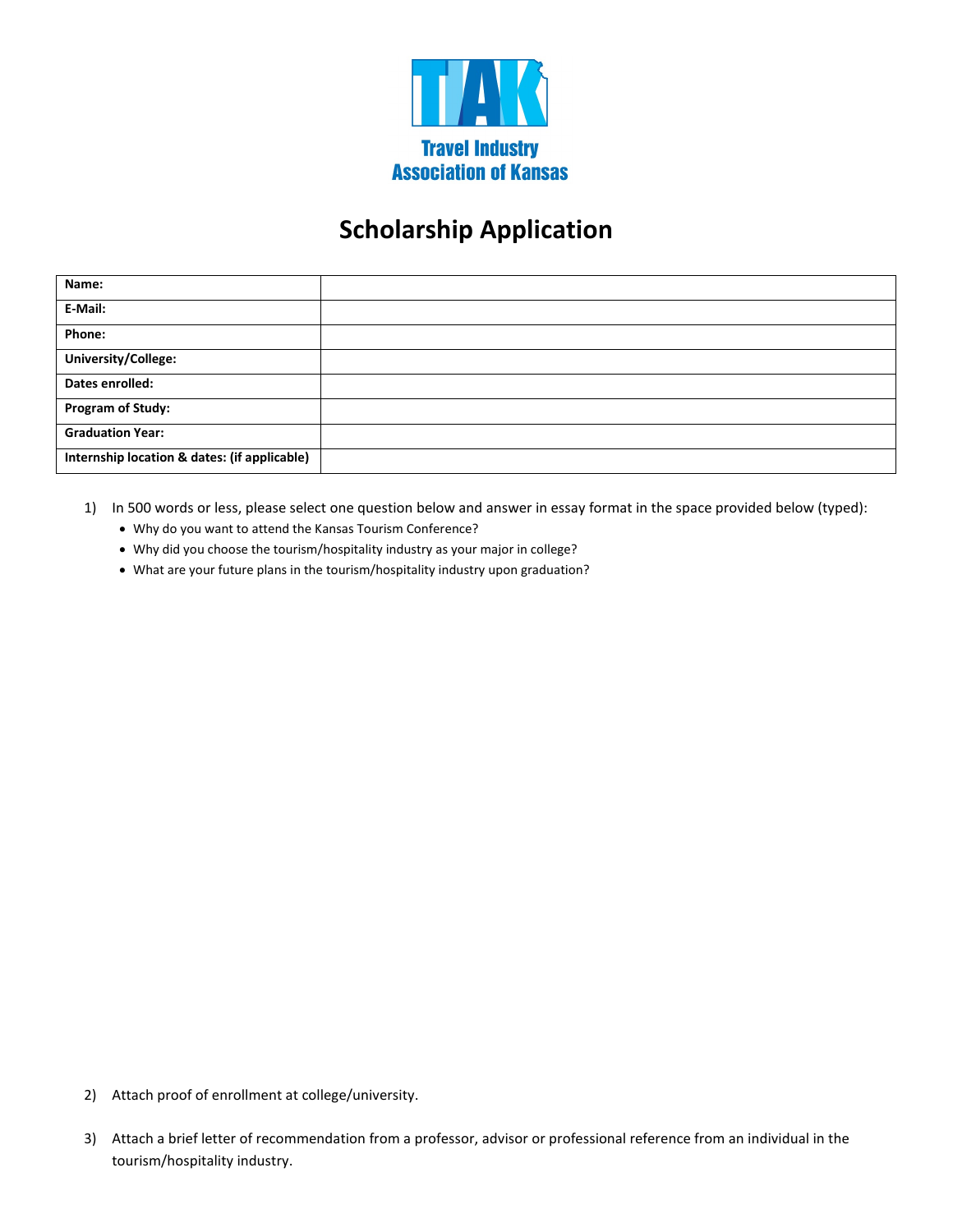Travel Industry
Association of Kansas

# Scholarship Application

| | |
|---|---|
| **Name:** | |
| **E-Mail:** | |
| **Phone:** | |
| **University/College:** | |
| **Dates enrolled:** | |
| **Program of Study:** | |
| **Graduation Year:** | |
| **Internship location & dates: (if applicable)** | |

1) In 500 words or less, please select one question below and answer in essay format in the space provided below (typed):
   - Why do you want to attend the Kansas Tourism Conference?
   - Why did you choose the tourism/hospitality industry as your major in college?
   - What are your future plans in the tourism/hospitality industry upon graduation?

2) Attach proof of enrollment at college/university.

3) Attach a brief letter of recommendation from a professor, advisor or professional reference from an individual in the tourism/hospitality industry.